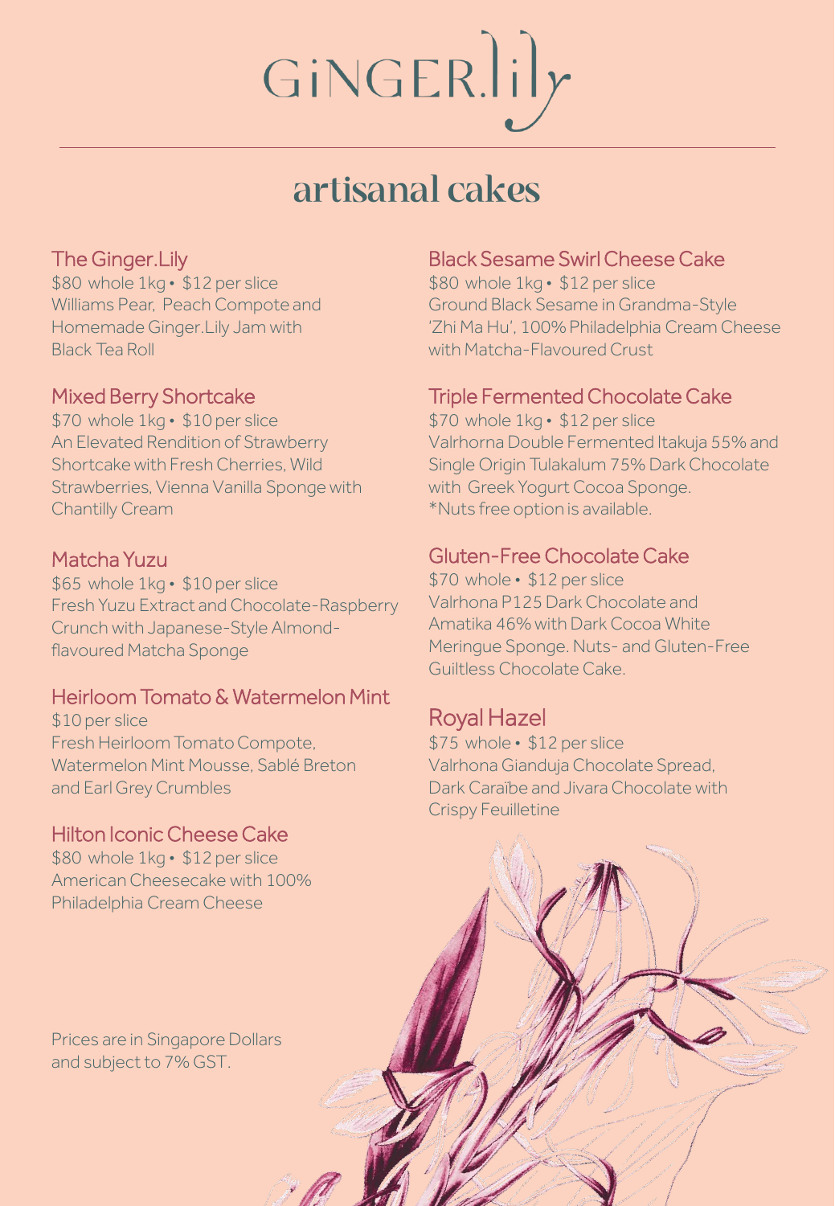# GiNGER.lily

## artisanal cakes

### The Ginger.Lily
$80 whole 1kg • $12 per slice
Williams Pear, Peach Compote and Homemade Ginger.Lily Jam with Black Tea Roll

### Mixed Berry Shortcake
$70 whole 1kg • $10 per slice
An Elevated Rendition of Strawberry Shortcake with Fresh Cherries, Wild Strawberries, Vienna Vanilla Sponge with Chantilly Cream

### Matcha Yuzu
$65 whole 1kg • $10 per slice
Fresh Yuzu Extract and Chocolate-Raspberry Crunch with Japanese-Style Almond-flavoured Matcha Sponge

### Heirloom Tomato & Watermelon Mint
$10 per slice
Fresh Heirloom Tomato Compote, Watermelon Mint Mousse, Sablé Breton and Earl Grey Crumbles

### Hilton Iconic Cheese Cake
$80 whole 1kg • $12 per slice
American Cheesecake with 100% Philadelphia Cream Cheese

### Black Sesame Swirl Cheese Cake
$80 whole 1kg • $12 per slice
Ground Black Sesame in Grandma-Style 'Zhi Ma Hu', 100% Philadelphia Cream Cheese with Matcha-Flavoured Crust

### Triple Fermented Chocolate Cake
$70 whole 1kg • $12 per slice
Valrhorna Double Fermented Itakuja 55% and Single Origin Tulakalum 75% Dark Chocolate with Greek Yogurt Cocoa Sponge.
*Nuts free option is available.

### Gluten-Free Chocolate Cake
$70 whole • $12 per slice
Valrhona P125 Dark Chocolate and Amatika 46% with Dark Cocoa White Meringue Sponge. Nuts- and Gluten-Free Guiltless Chocolate Cake.

### Royal Hazel
$75 whole • $12 per slice
Valrhona Gianduja Chocolate Spread, Dark Caraïbe and Jivara Chocolate with Crispy Feuilletine

Prices are in Singapore Dollars and subject to 7% GST.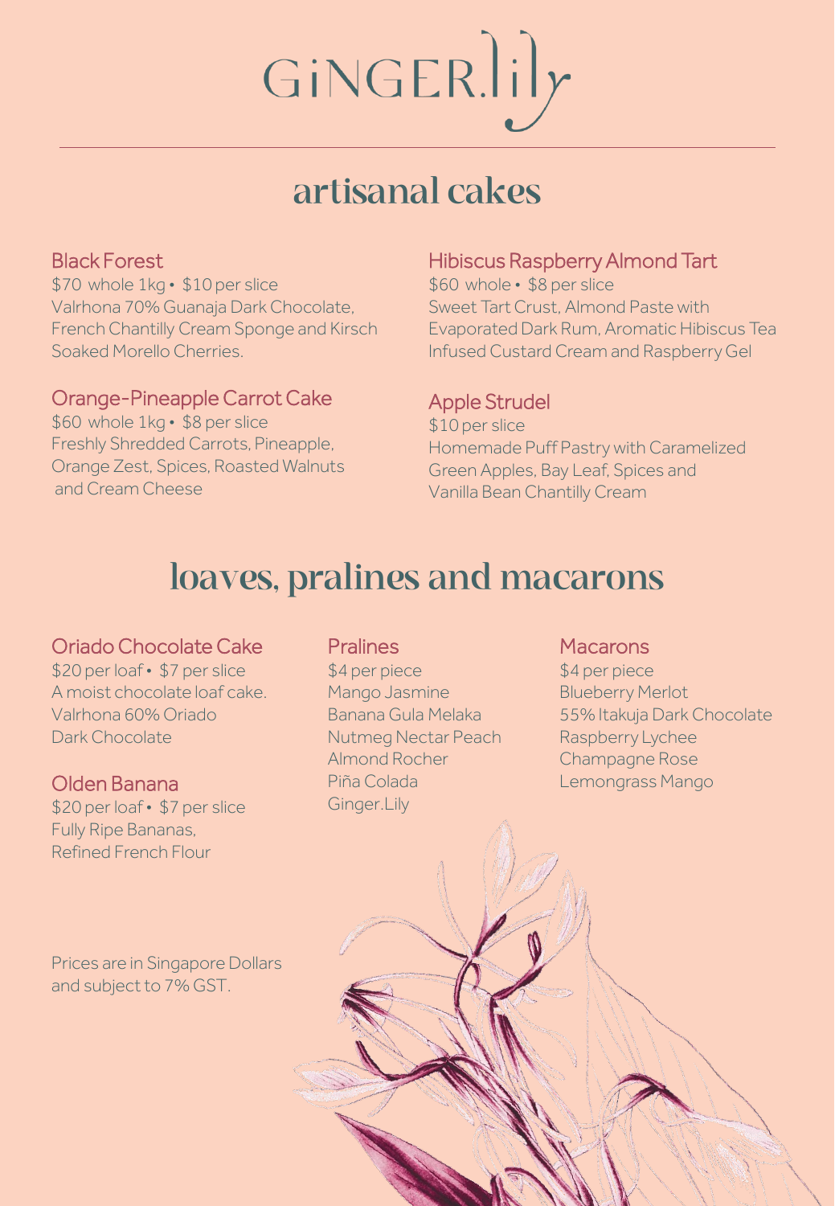# GiNGER.lily

## artisanal cakes

### Black Forest

$70 whole 1kg • $10 per slice

Valrhona 70% Guanaja Dark Chocolate, French Chantilly Cream Sponge and Kirsch Soaked Morello Cherries.

### Orange-Pineapple Carrot Cake

$60 whole 1kg • $8 per slice

Freshly Shredded Carrots, Pineapple, Orange Zest, Spices, Roasted Walnuts and Cream Cheese

### Hibiscus Raspberry Almond Tart

$60 whole • $8 per slice

Sweet Tart Crust, Almond Paste with Evaporated Dark Rum, Aromatic Hibiscus Tea Infused Custard Cream and Raspberry Gel

### Apple Strudel

$10 per slice

Homemade Puff Pastry with Caramelized Green Apples, Bay Leaf, Spices and Vanilla Bean Chantilly Cream

## loaves, pralines and macarons

### Oriado Chocolate Cake

$20 per loaf • $7 per slice

A moist chocolate loaf cake. Valrhona 60% Oriado Dark Chocolate

### Olden Banana

$20 per loaf • $7 per slice

Fully Ripe Bananas, Refined French Flour

### Pralines

$4 per piece

Mango Jasmine
Banana Gula Melaka
Nutmeg Nectar Peach
Almond Rocher
Piña Colada
Ginger.Lily

### Macarons

$4 per piece

Blueberry Merlot
55% Itakuja Dark Chocolate
Raspberry Lychee
Champagne Rose
Lemongrass Mango

Prices are in Singapore Dollars and subject to 7% GST.